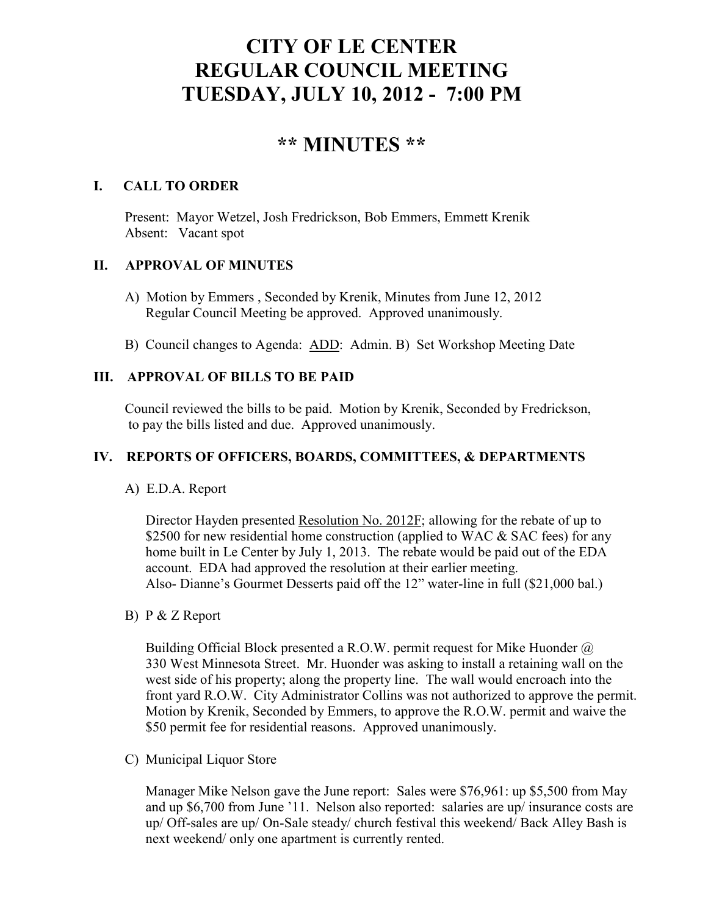# CITY OF LE CENTER
# REGULAR COUNCIL MEETING
# TUESDAY, JULY 10, 2012 - 7:00 PM

## ** MINUTES **

### I. CALL TO ORDER

Present: Mayor Wetzel, Josh Fredrickson, Bob Emmers, Emmett Krenik
Absent: Vacant spot

### II. APPROVAL OF MINUTES

A) Motion by Emmers , Seconded by Krenik, Minutes from June 12, 2012 Regular Council Meeting be approved. Approved unanimously.

B) Council changes to Agenda: ADD: Admin. B) Set Workshop Meeting Date

### III. APPROVAL OF BILLS TO BE PAID

Council reviewed the bills to be paid. Motion by Krenik, Seconded by Fredrickson, to pay the bills listed and due. Approved unanimously.

### IV. REPORTS OF OFFICERS, BOARDS, COMMITTEES, & DEPARTMENTS

A) E.D.A. Report

Director Hayden presented Resolution No. 2012F; allowing for the rebate of up to $2500 for new residential home construction (applied to WAC & SAC fees) for any home built in Le Center by July 1, 2013. The rebate would be paid out of the EDA account. EDA had approved the resolution at their earlier meeting.
Also- Dianne's Gourmet Desserts paid off the 12" water-line in full ($21,000 bal.)

B) P & Z Report

Building Official Block presented a R.O.W. permit request for Mike Huonder @ 330 West Minnesota Street. Mr. Huonder was asking to install a retaining wall on the west side of his property; along the property line. The wall would encroach into the front yard R.O.W. City Administrator Collins was not authorized to approve the permit. Motion by Krenik, Seconded by Emmers, to approve the R.O.W. permit and waive the $50 permit fee for residential reasons. Approved unanimously.

C) Municipal Liquor Store

Manager Mike Nelson gave the June report: Sales were $76,961: up $5,500 from May and up $6,700 from June '11. Nelson also reported: salaries are up/ insurance costs are up/ Off-sales are up/ On-Sale steady/ church festival this weekend/ Back Alley Bash is next weekend/ only one apartment is currently rented.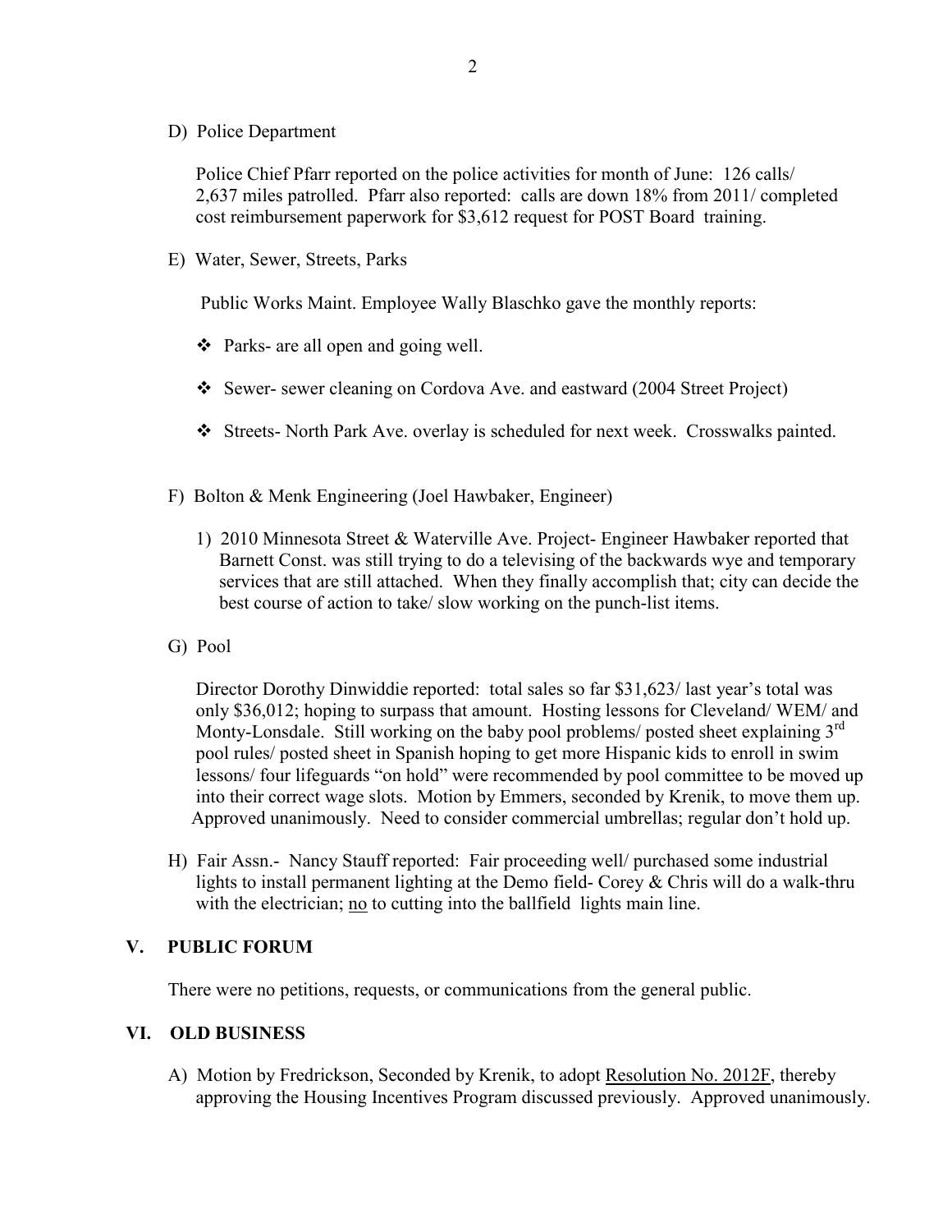D) Police Department

Police Chief Pfarr reported on the police activities for month of June: 126 calls/ 2,637 miles patrolled. Pfarr also reported: calls are down 18% from 2011/ completed cost reimbursement paperwork for $3,612 request for POST Board training.

E) Water, Sewer, Streets, Parks

Public Works Maint. Employee Wally Blaschko gave the monthly reports:

- Parks- are all open and going well.
- Sewer- sewer cleaning on Cordova Ave. and eastward (2004 Street Project)
- Streets- North Park Ave. overlay is scheduled for next week. Crosswalks painted.

F) Bolton & Menk Engineering (Joel Hawbaker, Engineer)

1) 2010 Minnesota Street & Waterville Ave. Project- Engineer Hawbaker reported that Barnett Const. was still trying to do a televising of the backwards wye and temporary services that are still attached. When they finally accomplish that; city can decide the best course of action to take/ slow working on the punch-list items.

G) Pool

Director Dorothy Dinwiddie reported: total sales so far $31,623/ last year's total was only $36,012; hoping to surpass that amount. Hosting lessons for Cleveland/ WEM/ and Monty-Lonsdale. Still working on the baby pool problems/ posted sheet explaining 3rd pool rules/ posted sheet in Spanish hoping to get more Hispanic kids to enroll in swim lessons/ four lifeguards "on hold" were recommended by pool committee to be moved up into their correct wage slots. Motion by Emmers, seconded by Krenik, to move them up. Approved unanimously. Need to consider commercial umbrellas; regular don't hold up.

H) Fair Assn.- Nancy Stauff reported: Fair proceeding well/ purchased some industrial lights to install permanent lighting at the Demo field- Corey & Chris will do a walk-thru with the electrician; <u>no</u> to cutting into the ballfield lights main line.

## V. PUBLIC FORUM

There were no petitions, requests, or communications from the general public.

## VI. OLD BUSINESS

A) Motion by Fredrickson, Seconded by Krenik, to adopt <u>Resolution No. 2012F</u>, thereby approving the Housing Incentives Program discussed previously. Approved unanimously.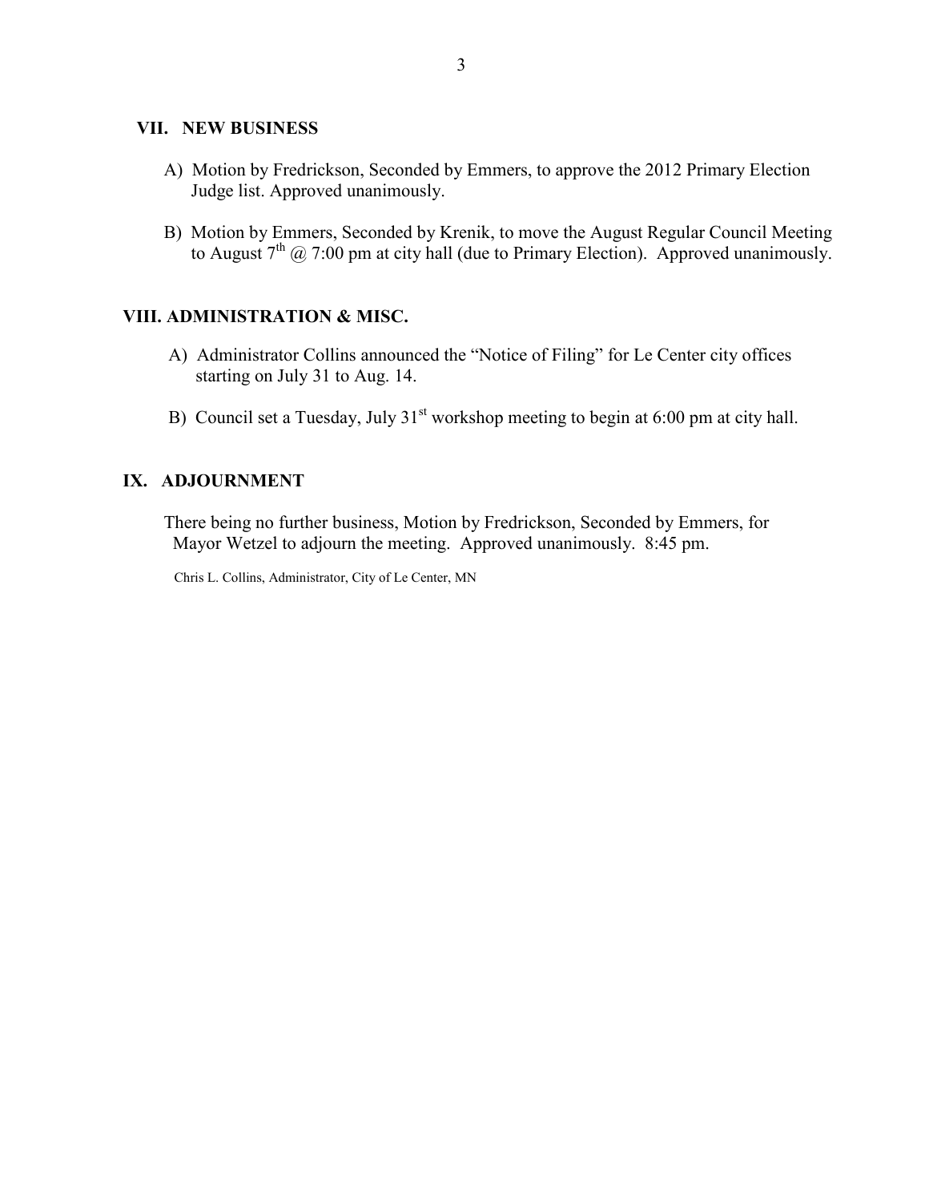## VII. NEW BUSINESS

A) Motion by Fredrickson, Seconded by Emmers, to approve the 2012 Primary Election Judge list. Approved unanimously.

B) Motion by Emmers, Seconded by Krenik, to move the August Regular Council Meeting to August 7th @ 7:00 pm at city hall (due to Primary Election). Approved unanimously.

## VIII. ADMINISTRATION & MISC.

A) Administrator Collins announced the "Notice of Filing" for Le Center city offices starting on July 31 to Aug. 14.

B) Council set a Tuesday, July 31st workshop meeting to begin at 6:00 pm at city hall.

## IX. ADJOURNMENT

There being no further business, Motion by Fredrickson, Seconded by Emmers, for Mayor Wetzel to adjourn the meeting. Approved unanimously. 8:45 pm.

Chris L. Collins, Administrator, City of Le Center, MN